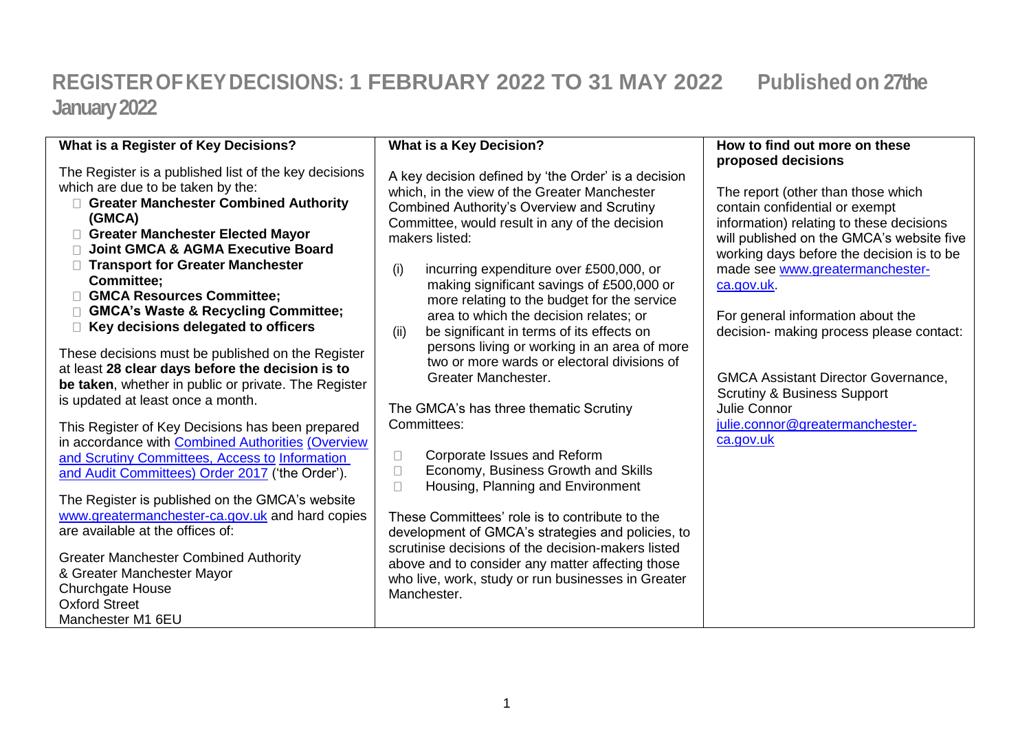# REGISTER OF KEY DECISIONS: 1 FEBRUARY 2022 TO 31 MAY 2022 Published on 27the January 2022

### What is a Register of Key Decisions?

The Register is a published list of the key decisions which are due to be taken by the:

- **Greater Manchester Combined Authority (GMCA)**
- **Greater Manchester Elected Mayor**
- **Joint GMCA & AGMA Executive Board**
- **Transport for Greater Manchester Committee;**
- **GMCA Resources Committee;**
- **GMCA's Waste & Recycling Committee;**
- **Key decisions delegated to officers**

These decisions must be published on the Register at least **28 clear days before the decision is to be taken**, whether in public or private. The Register is updated at least once a month.

This Register of Key Decisions has been prepared in accordance with Combined Authorities (Overview and Scrutiny Committees, Access to Information and Audit Committees) Order 2017 ('the Order').

The Register is published on the GMCA's website www.greatermanchester-ca.gov.uk and hard copies are available at the offices of:

Greater Manchester Combined Authority
& Greater Manchester Mayor
Churchgate House
Oxford Street
Manchester M1 6EU

### What is a Key Decision?

A key decision defined by 'the Order' is a decision which, in the view of the Greater Manchester Combined Authority's Overview and Scrutiny Committee, would result in any of the decision makers listed:

(i) incurring expenditure over £500,000, or making significant savings of £500,000 or more relating to the budget for the service area to which the decision relates; or

(ii) be significant in terms of its effects on persons living or working in an area of more two or more wards or electoral divisions of Greater Manchester.

The GMCA's has three thematic Scrutiny Committees:

- Corporate Issues and Reform
- Economy, Business Growth and Skills
- Housing, Planning and Environment

These Committees' role is to contribute to the development of GMCA's strategies and policies, to scrutinise decisions of the decision-makers listed above and to consider any matter affecting those who live, work, study or run businesses in Greater Manchester.

### How to find out more on these proposed decisions

The report (other than those which contain confidential or exempt information) relating to these decisions will published on the GMCA's website five working days before the decision is to be made see www.greatermanchester-ca.gov.uk.

For general information about the decision- making process please contact:

GMCA Assistant Director Governance, Scrutiny & Business Support
Julie Connor
julie.connor@greatermanchester-ca.gov.uk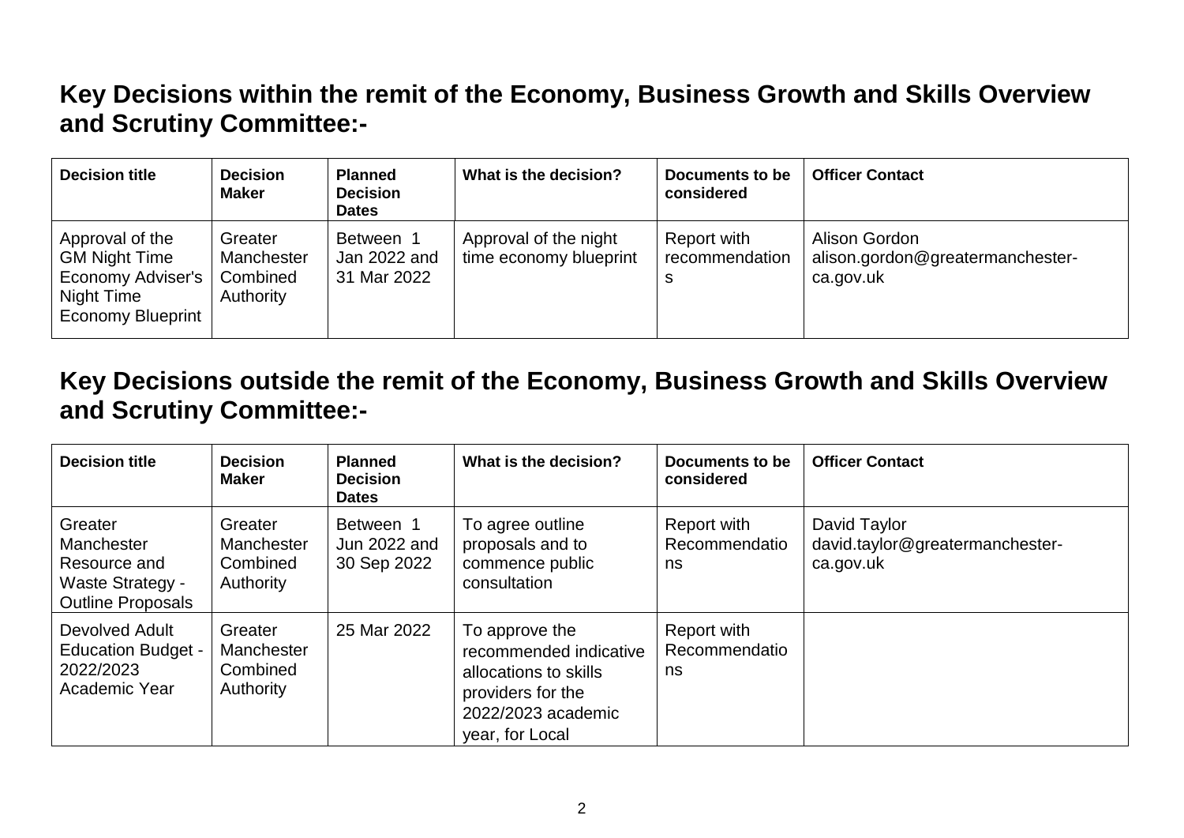## Key Decisions within the remit of the Economy, Business Growth and Skills Overview and Scrutiny Committee:-

| Decision title | Decision Maker | Planned Decision Dates | What is the decision? | Documents to be considered | Officer Contact |
|---|---|---|---|---|---|
| Approval of the GM Night Time Economy Adviser's Night Time Economy Blueprint | Greater Manchester Combined Authority | Between 1 Jan 2022 and 31 Mar 2022 | Approval of the night time economy blueprint | Report with recommendations | Alison Gordon alison.gordon@greatermanchester-ca.gov.uk |

## Key Decisions outside the remit of the Economy, Business Growth and Skills Overview and Scrutiny Committee:-

| Decision title | Decision Maker | Planned Decision Dates | What is the decision? | Documents to be considered | Officer Contact |
|---|---|---|---|---|---|
| Greater Manchester Resource and Waste Strategy - Outline Proposals | Greater Manchester Combined Authority | Between 1 Jun 2022 and 30 Sep 2022 | To agree outline proposals and to commence public consultation | Report with Recommendations | David Taylor david.taylor@greatermanchester-ca.gov.uk |
| Devolved Adult Education Budget - 2022/2023 Academic Year | Greater Manchester Combined Authority | 25 Mar 2022 | To approve the recommended indicative allocations to skills providers for the 2022/2023 academic year, for Local | Report with Recommendations | |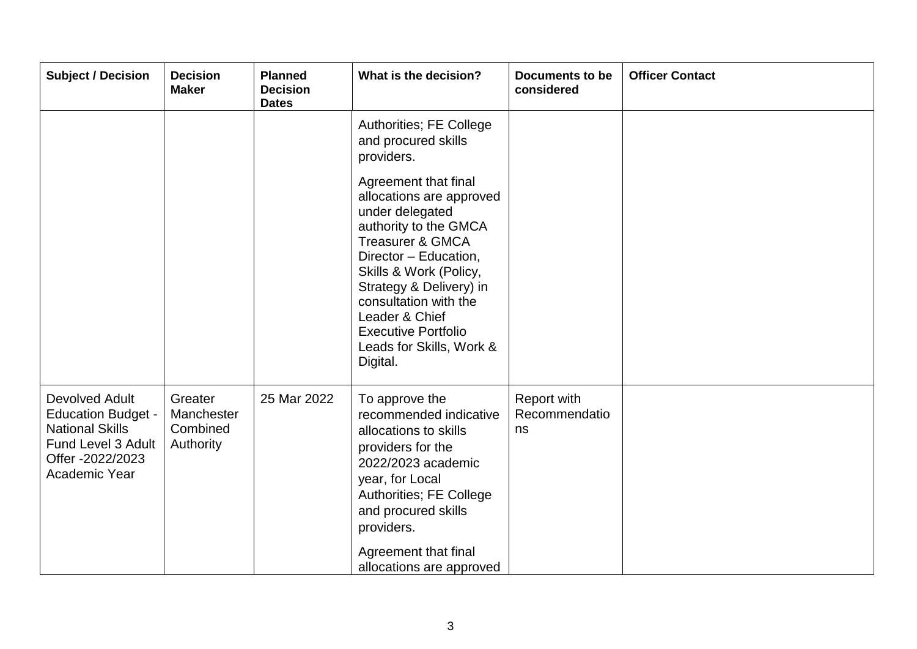| Subject / Decision | Decision Maker | Planned Decision Dates | What is the decision? | Documents to be considered | Officer Contact |
|---|---|---|---|---|---|
| | | | Authorities; FE College and procured skills providers. Agreement that final allocations are approved under delegated authority to the GMCA Treasurer & GMCA Director – Education, Skills & Work (Policy, Strategy & Delivery) in consultation with the Leader & Chief Executive Portfolio Leads for Skills, Work & Digital. | | |
| Devolved Adult Education Budget - National Skills Fund Level 3 Adult Offer -2022/2023 Academic Year | Greater Manchester Combined Authority | 25 Mar 2022 | To approve the recommended indicative allocations to skills providers for the 2022/2023 academic year, for Local Authorities; FE College and procured skills providers. Agreement that final allocations are approved | Report with Recommendations | |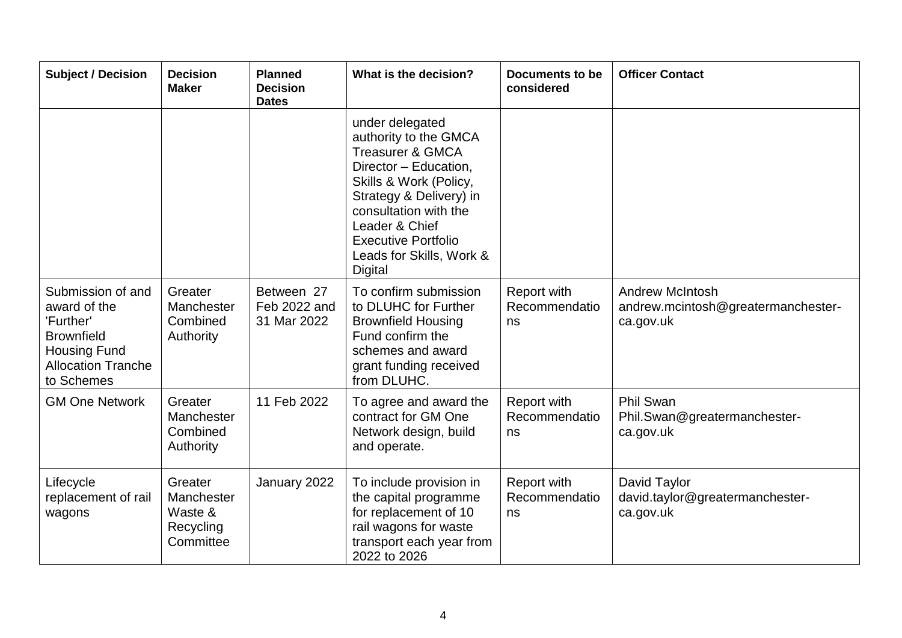| Subject / Decision | Decision Maker | Planned Decision Dates | What is the decision? | Documents to be considered | Officer Contact |
|---|---|---|---|---|---|
| | | | under delegated authority to the GMCA Treasurer & GMCA Director – Education, Skills & Work (Policy, Strategy & Delivery) in consultation with the Leader & Chief Executive Portfolio Leads for Skills, Work & Digital | | |
| Submission of and award of the 'Further' Brownfield Housing Fund Allocation Tranche to Schemes | Greater Manchester Combined Authority | Between 27 Feb 2022 and 31 Mar 2022 | To confirm submission to DLUHC for Further Brownfield Housing Fund confirm the schemes and award grant funding received from DLUHC. | Report with Recommendations | Andrew McIntosh andrew.mcintosh@greatermanchester-ca.gov.uk |
| GM One Network | Greater Manchester Combined Authority | 11 Feb 2022 | To agree and award the contract for GM One Network design, build and operate. | Report with Recommendations | Phil Swan Phil.Swan@greatermanchester-ca.gov.uk |
| Lifecycle replacement of rail wagons | Greater Manchester Waste & Recycling Committee | January 2022 | To include provision in the capital programme for replacement of 10 rail wagons for waste transport each year from 2022 to 2026 | Report with Recommendations | David Taylor david.taylor@greatermanchester-ca.gov.uk |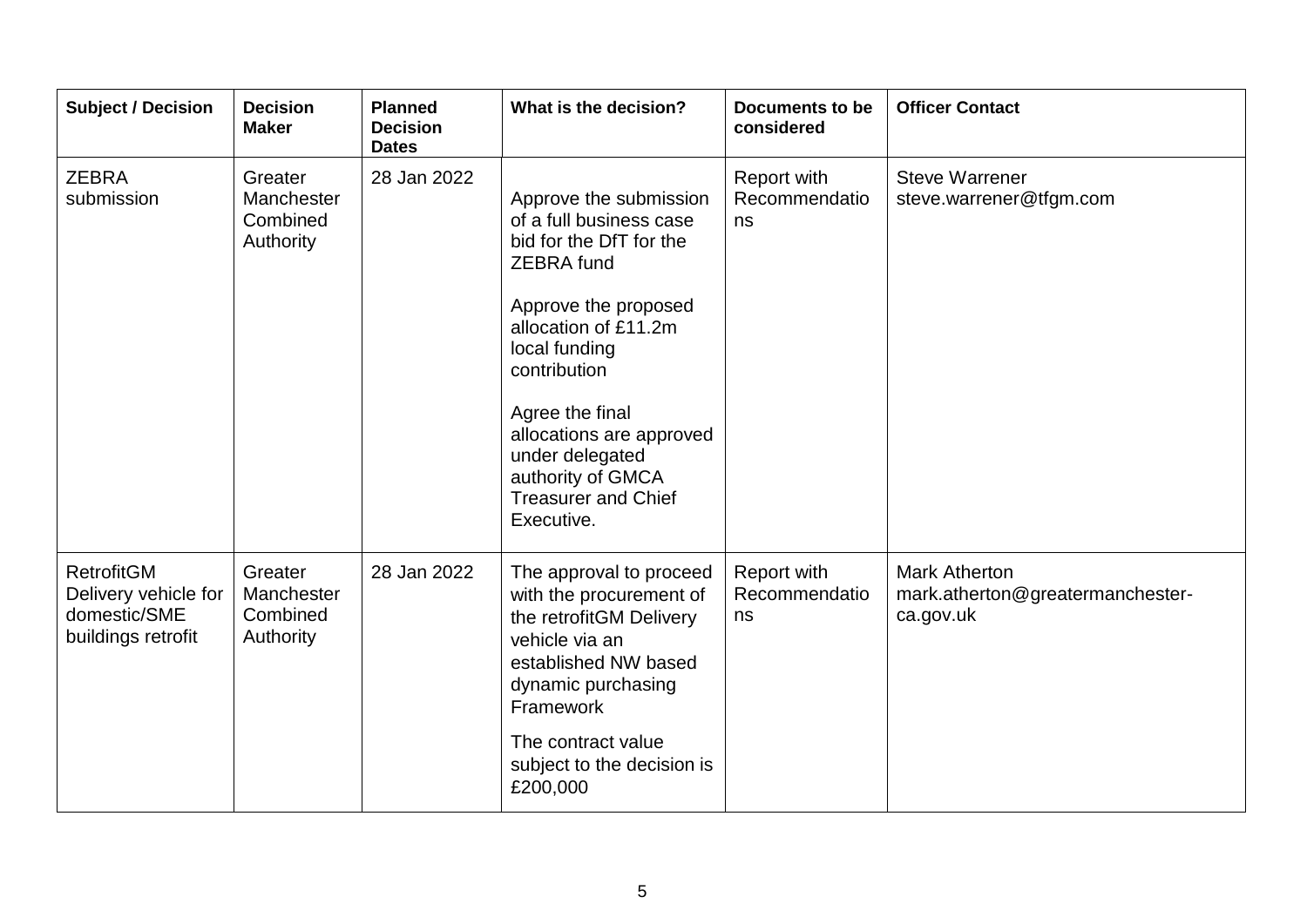| Subject / Decision | Decision Maker | Planned Decision Dates | What is the decision? | Documents to be considered | Officer Contact |
|---|---|---|---|---|---|
| ZEBRA submission | Greater Manchester Combined Authority | 28 Jan 2022 | Approve the submission of a full business case bid for the DfT for the ZEBRA fund<br><br>Approve the proposed allocation of £11.2m local funding contribution<br><br>Agree the final allocations are approved under delegated authority of GMCA Treasurer and Chief Executive. | Report with Recommendations | Steve Warrener steve.warrener@tfgm.com |
| RetrofitGM Delivery vehicle for domestic/SME buildings retrofit | Greater Manchester Combined Authority | 28 Jan 2022 | The approval to proceed with the procurement of the retrofitGM Delivery vehicle via an established NW based dynamic purchasing Framework<br><br>The contract value subject to the decision is £200,000 | Report with Recommendations | Mark Atherton mark.atherton@greatermanchester-ca.gov.uk |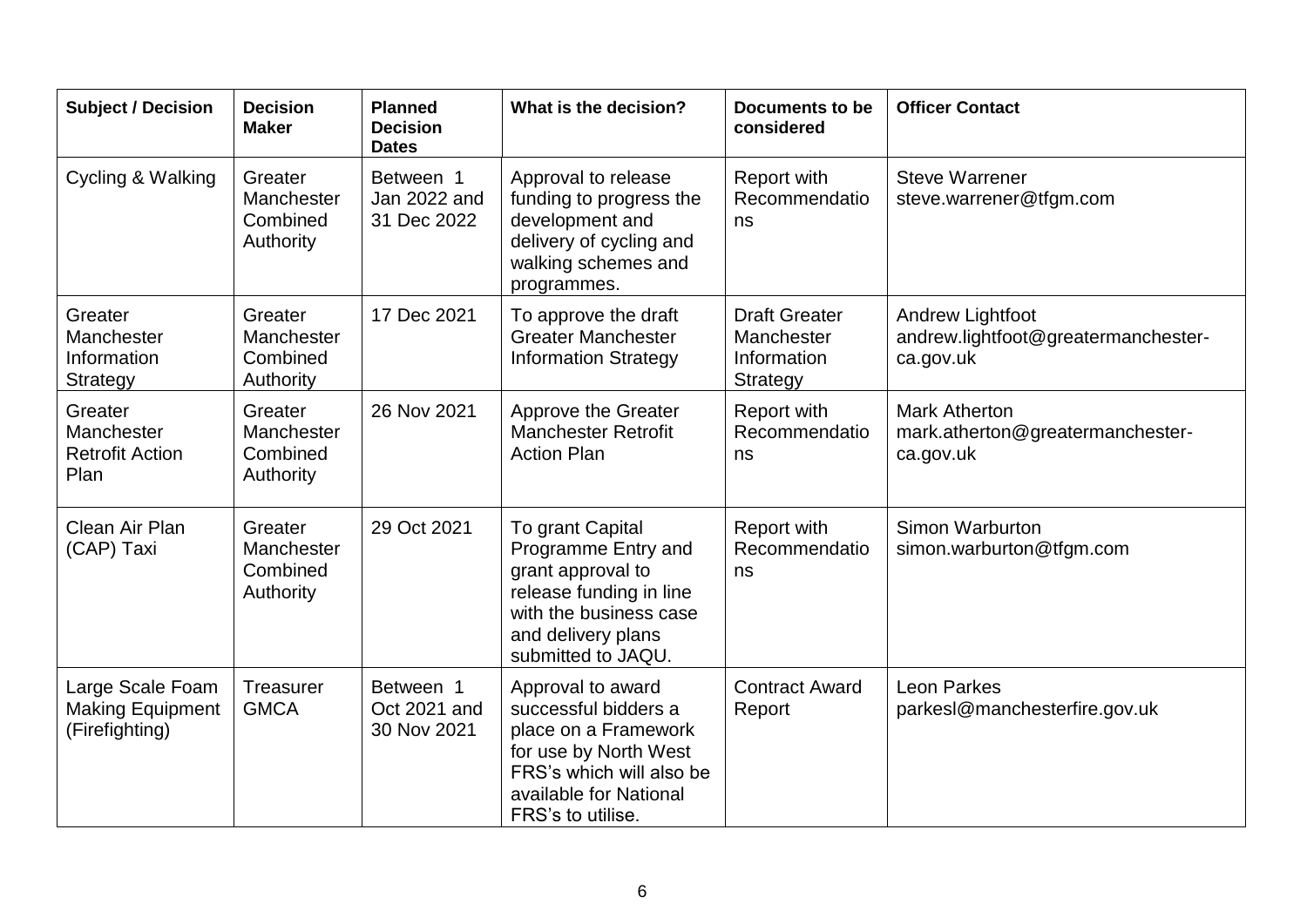| Subject / Decision | Decision Maker | Planned Decision Dates | What is the decision? | Documents to be considered | Officer Contact |
|---|---|---|---|---|---|
| Cycling & Walking | Greater Manchester Combined Authority | Between 1 Jan 2022 and 31 Dec 2022 | Approval to release funding to progress the development and delivery of cycling and walking schemes and programmes. | Report with Recommendations | Steve Warrener steve.warrener@tfgm.com |
| Greater Manchester Information Strategy | Greater Manchester Combined Authority | 17 Dec 2021 | To approve the draft Greater Manchester Information Strategy | Draft Greater Manchester Information Strategy | Andrew Lightfoot andrew.lightfoot@greatermanchester-ca.gov.uk |
| Greater Manchester Retrofit Action Plan | Greater Manchester Combined Authority | 26 Nov 2021 | Approve the Greater Manchester Retrofit Action Plan | Report with Recommendations | Mark Atherton mark.atherton@greatermanchester-ca.gov.uk |
| Clean Air Plan (CAP) Taxi | Greater Manchester Combined Authority | 29 Oct 2021 | To grant Capital Programme Entry and grant approval to release funding in line with the business case and delivery plans submitted to JAQU. | Report with Recommendations | Simon Warburton simon.warburton@tfgm.com |
| Large Scale Foam Making Equipment (Firefighting) | Treasurer GMCA | Between 1 Oct 2021 and 30 Nov 2021 | Approval to award successful bidders a place on a Framework for use by North West FRS's which will also be available for National FRS's to utilise. | Contract Award Report | Leon Parkes parkesl@manchesterfire.gov.uk |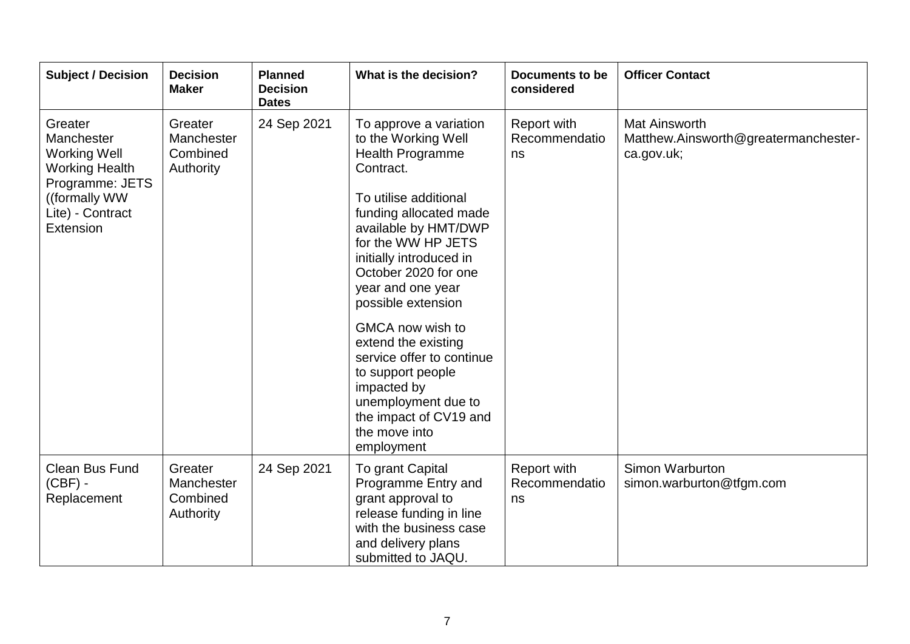| Subject / Decision | Decision Maker | Planned Decision Dates | What is the decision? | Documents to be considered | Officer Contact |
|---|---|---|---|---|---|
| Greater Manchester Working Well Working Health Programme: JETS ((formally WW Lite) - Contract Extension | Greater Manchester Combined Authority | 24 Sep 2021 | To approve a variation to the Working Well Health Programme Contract.<br><br>To utilise additional funding allocated made available by HMT/DWP for the WW HP JETS initially introduced in October 2020 for one year and one year possible extension<br><br>GMCA now wish to extend the existing service offer to continue to support people impacted by unemployment due to the impact of CV19 and the move into employment | Report with Recommendations | Mat Ainsworth Matthew.Ainsworth@greatermanchester-ca.gov.uk; |
| Clean Bus Fund (CBF) - Replacement | Greater Manchester Combined Authority | 24 Sep 2021 | To grant Capital Programme Entry and grant approval to release funding in line with the business case and delivery plans submitted to JAQU. | Report with Recommendations | Simon Warburton simon.warburton@tfgm.com |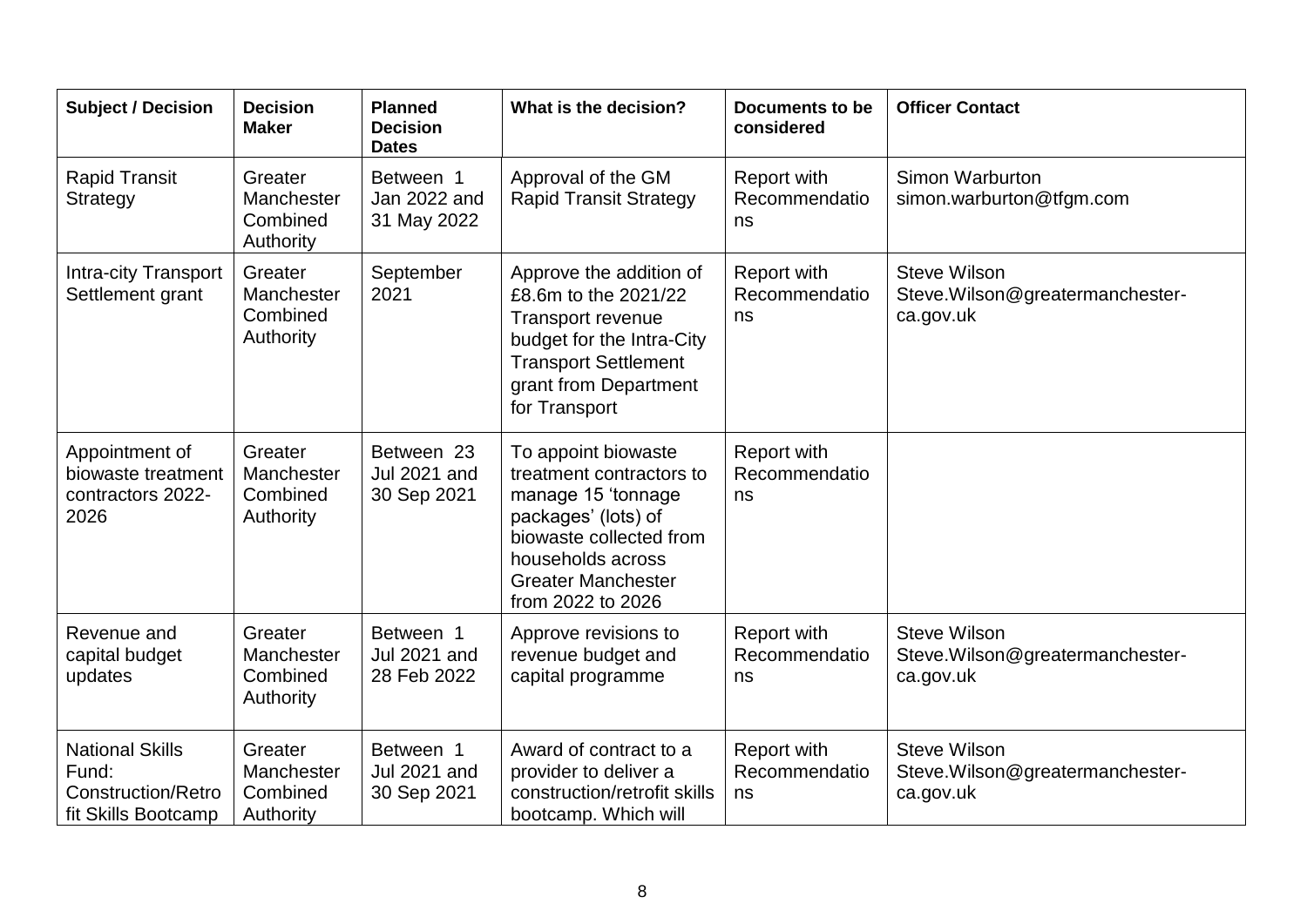| Subject / Decision | Decision Maker | Planned Decision Dates | What is the decision? | Documents to be considered | Officer Contact |
|---|---|---|---|---|---|
| Rapid Transit Strategy | Greater Manchester Combined Authority | Between 1 Jan 2022 and 31 May 2022 | Approval of the GM Rapid Transit Strategy | Report with Recommendations | Simon Warburton simon.warburton@tfgm.com |
| Intra-city Transport Settlement grant | Greater Manchester Combined Authority | September 2021 | Approve the addition of £8.6m to the 2021/22 Transport revenue budget for the Intra-City Transport Settlement grant from Department for Transport | Report with Recommendations | Steve Wilson Steve.Wilson@greatermanchester-ca.gov.uk |
| Appointment of biowaste treatment contractors 2022-2026 | Greater Manchester Combined Authority | Between 23 Jul 2021 and 30 Sep 2021 | To appoint biowaste treatment contractors to manage 15 'tonnage packages' (lots) of biowaste collected from households across Greater Manchester from 2022 to 2026 | Report with Recommendations | |
| Revenue and capital budget updates | Greater Manchester Combined Authority | Between 1 Jul 2021 and 28 Feb 2022 | Approve revisions to revenue budget and capital programme | Report with Recommendations | Steve Wilson Steve.Wilson@greatermanchester-ca.gov.uk |
| National Skills Fund: Construction/Retrofit Skills Bootcamp | Greater Manchester Combined Authority | Between 1 Jul 2021 and 30 Sep 2021 | Award of contract to a provider to deliver a construction/retrofit skills bootcamp. Which will | Report with Recommendations | Steve Wilson Steve.Wilson@greatermanchester-ca.gov.uk |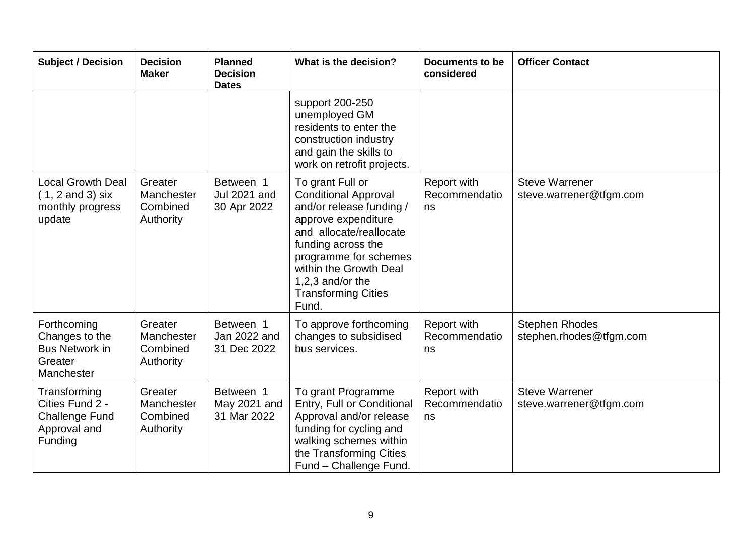| Subject / Decision | Decision Maker | Planned Decision Dates | What is the decision? | Documents to be considered | Officer Contact |
|---|---|---|---|---|---|
| | | | support 200-250 unemployed GM residents to enter the construction industry and gain the skills to work on retrofit projects. | | |
| Local Growth Deal ( 1, 2 and 3) six monthly progress update | Greater Manchester Combined Authority | Between 1 Jul 2021 and 30 Apr 2022 | To grant Full or Conditional Approval and/or release funding / approve expenditure and allocate/reallocate funding across the programme for schemes within the Growth Deal 1,2,3 and/or the Transforming Cities Fund. | Report with Recommendations | Steve Warrener steve.warrener@tfgm.com |
| Forthcoming Changes to the Bus Network in Greater Manchester | Greater Manchester Combined Authority | Between 1 Jan 2022 and 31 Dec 2022 | To approve forthcoming changes to subsidised bus services. | Report with Recommendations | Stephen Rhodes stephen.rhodes@tfgm.com |
| Transforming Cities Fund 2 - Challenge Fund Approval and Funding | Greater Manchester Combined Authority | Between 1 May 2021 and 31 Mar 2022 | To grant Programme Entry, Full or Conditional Approval and/or release funding for cycling and walking schemes within the Transforming Cities Fund – Challenge Fund. | Report with Recommendations | Steve Warrener steve.warrener@tfgm.com |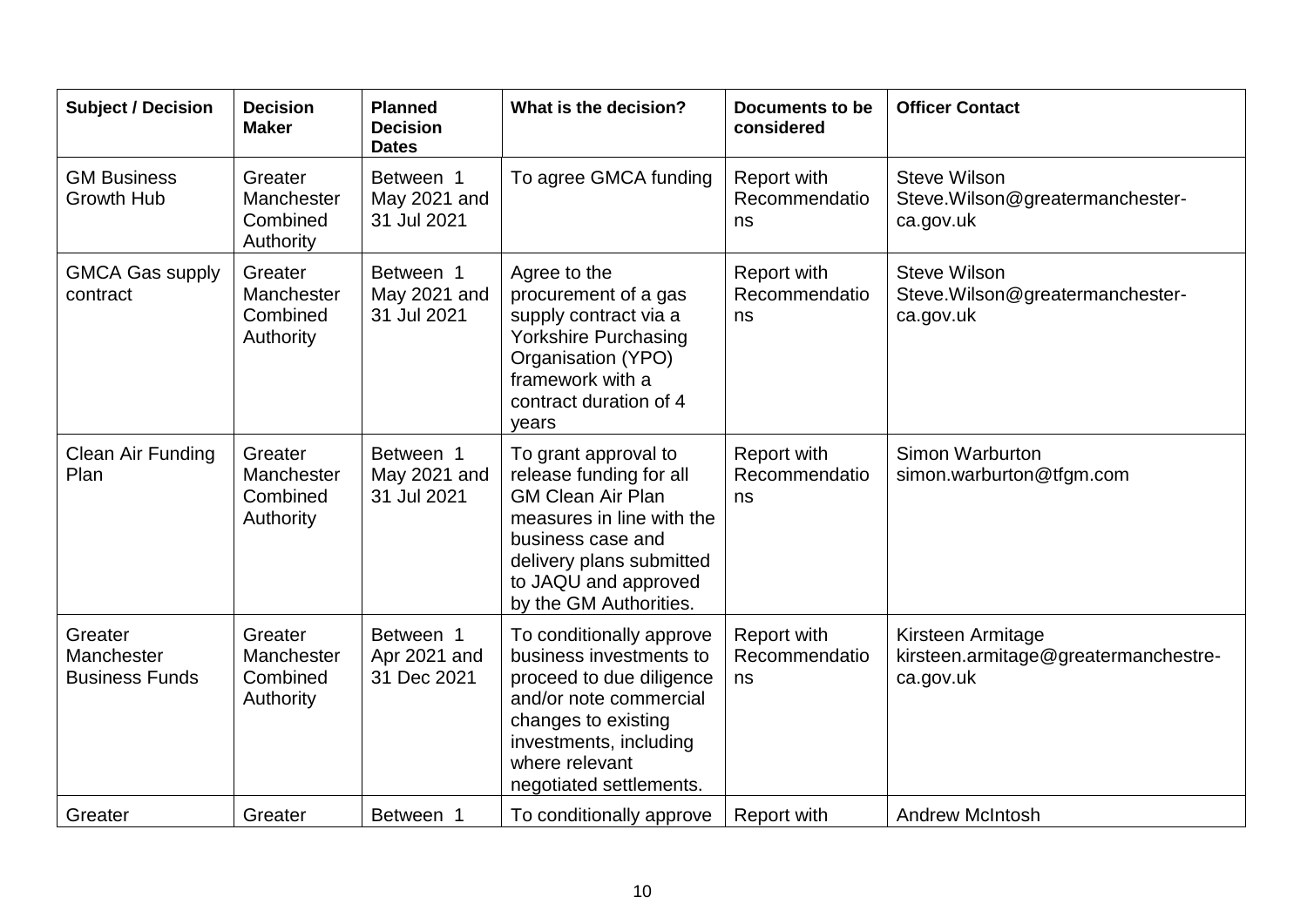| Subject / Decision | Decision Maker | Planned Decision Dates | What is the decision? | Documents to be considered | Officer Contact |
|---|---|---|---|---|---|
| GM Business Growth Hub | Greater Manchester Combined Authority | Between 1 May 2021 and 31 Jul 2021 | To agree GMCA funding | Report with Recommendations | Steve Wilson Steve.Wilson@greatermanchester-ca.gov.uk |
| GMCA Gas supply contract | Greater Manchester Combined Authority | Between 1 May 2021 and 31 Jul 2021 | Agree to the procurement of a gas supply contract via a Yorkshire Purchasing Organisation (YPO) framework with a contract duration of 4 years | Report with Recommendations | Steve Wilson Steve.Wilson@greatermanchester-ca.gov.uk |
| Clean Air Funding Plan | Greater Manchester Combined Authority | Between 1 May 2021 and 31 Jul 2021 | To grant approval to release funding for all GM Clean Air Plan measures in line with the business case and delivery plans submitted to JAQU and approved by the GM Authorities. | Report with Recommendations | Simon Warburton simon.warburton@tfgm.com |
| Greater Manchester Business Funds | Greater Manchester Combined Authority | Between 1 Apr 2021 and 31 Dec 2021 | To conditionally approve business investments to proceed to due diligence and/or note commercial changes to existing investments, including where relevant negotiated settlements. | Report with Recommendations | Kirsteen Armitage kirsteen.armitage@greatermanchestre-ca.gov.uk |
| Greater | Greater | Between 1 | To conditionally approve | Report with | Andrew McIntosh |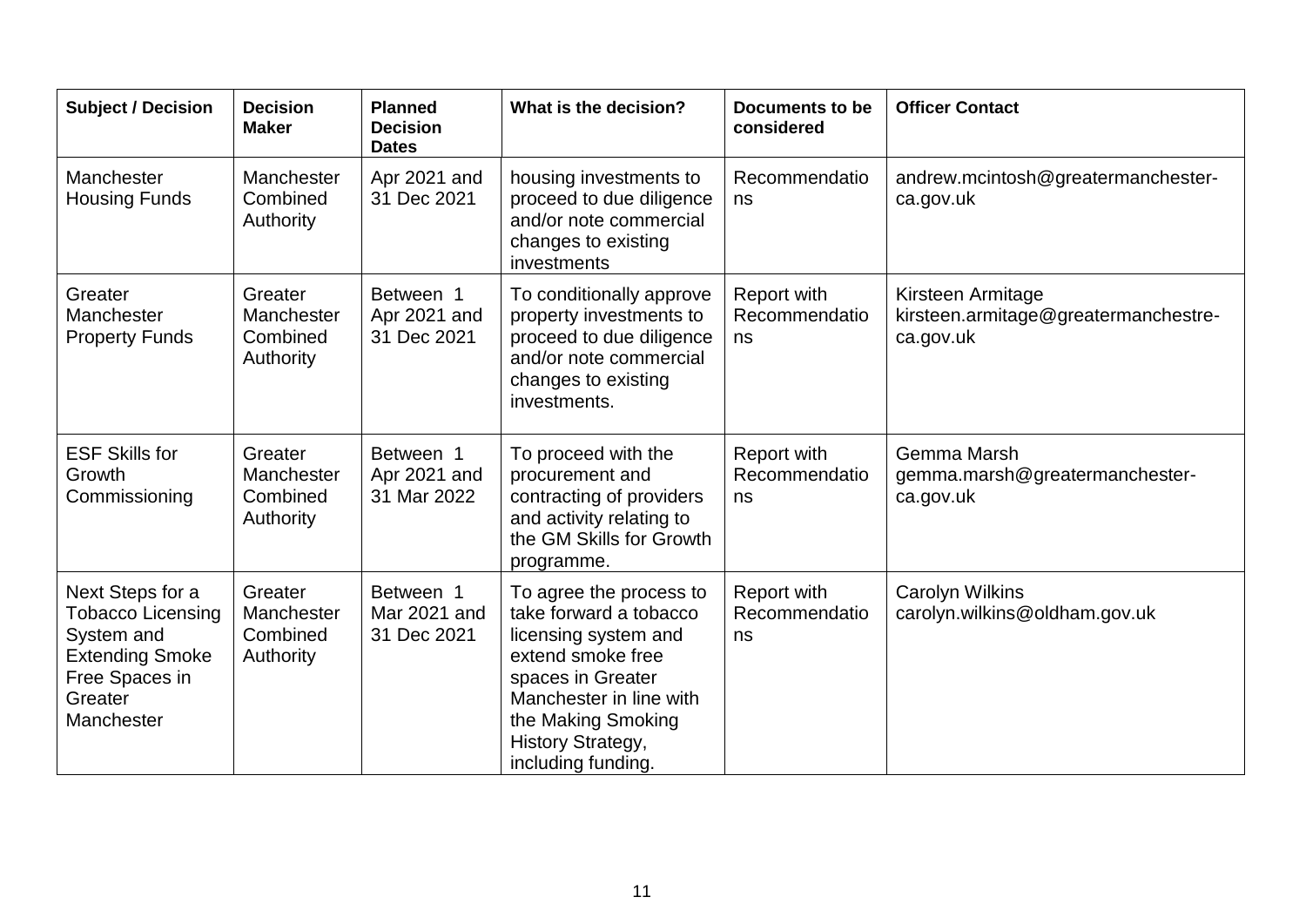| Subject / Decision | Decision Maker | Planned Decision Dates | What is the decision? | Documents to be considered | Officer Contact |
|---|---|---|---|---|---|
| Manchester Housing Funds | Manchester Combined Authority | Apr 2021 and 31 Dec 2021 | housing investments to proceed to due diligence and/or note commercial changes to existing investments | Recommendations | andrew.mcintosh@greatermanchester-ca.gov.uk |
| Greater Manchester Property Funds | Greater Manchester Combined Authority | Between 1 Apr 2021 and 31 Dec 2021 | To conditionally approve property investments to proceed to due diligence and/or note commercial changes to existing investments. | Report with Recommendations | Kirsteen Armitage kirsteen.armitage@greatermanchestre-ca.gov.uk |
| ESF Skills for Growth Commissioning | Greater Manchester Combined Authority | Between 1 Apr 2021 and 31 Mar 2022 | To proceed with the procurement and contracting of providers and activity relating to the GM Skills for Growth programme. | Report with Recommendations | Gemma Marsh gemma.marsh@greatermanchester-ca.gov.uk |
| Next Steps for a Tobacco Licensing System and Extending Smoke Free Spaces in Greater Manchester | Greater Manchester Combined Authority | Between 1 Mar 2021 and 31 Dec 2021 | To agree the process to take forward a tobacco licensing system and extend smoke free spaces in Greater Manchester in line with the Making Smoking History Strategy, including funding. | Report with Recommendations | Carolyn Wilkins carolyn.wilkins@oldham.gov.uk |